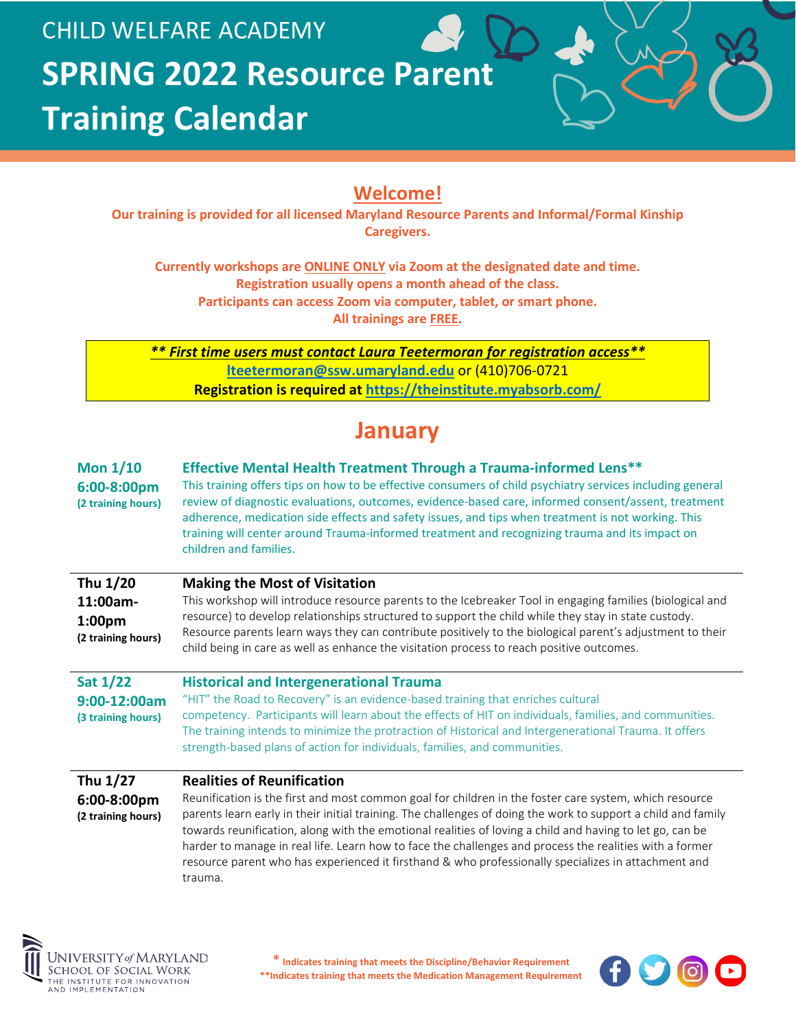CHILD WELFARE ACADEMY

# SPRING 2022 Resource Parent Training Calendar

## Welcome!

**Our training is provided for all licensed Maryland Resource Parents and Informal/Formal Kinship Caregivers.**

**Currently workshops are ONLINE ONLY via Zoom at the designated date and time.**
**Registration usually opens a month ahead of the class.**
**Participants can access Zoom via computer, tablet, or smart phone.**
**All trainings are FREE.**

***\*\* First time users must contact Laura Teetermoran for registration access\*\****
lteetermoran@ssw.umaryland.edu or (410)706-0721
**Registration is required at https://theinstitute.myabsorb.com/**

## January

**Mon 1/10**
**6:00-8:00pm**
**(2 training hours)**

### Effective Mental Health Treatment Through a Trauma-informed Lens**

This training offers tips on how to be effective consumers of child psychiatry services including general review of diagnostic evaluations, outcomes, evidence-based care, informed consent/assent, treatment adherence, medication side effects and safety issues, and tips when treatment is not working. This training will center around Trauma-informed treatment and recognizing trauma and its impact on children and families.

---

**Thu 1/20**
**11:00am-1:00pm**
**(2 training hours)**

### Making the Most of Visitation

This workshop will introduce resource parents to the Icebreaker Tool in engaging families (biological and resource) to develop relationships structured to support the child while they stay in state custody. Resource parents learn ways they can contribute positively to the biological parent's adjustment to their child being in care as well as enhance the visitation process to reach positive outcomes.

---

**Sat 1/22**
**9:00-12:00am**
**(3 training hours)**

### Historical and Intergenerational Trauma

"HIT" the Road to Recovery" is an evidence-based training that enriches cultural competency. Participants will learn about the effects of HIT on individuals, families, and communities. The training intends to minimize the protraction of Historical and Intergenerational Trauma. It offers strength-based plans of action for individuals, families, and communities.

---

**Thu 1/27**
**6:00-8:00pm**
**(2 training hours)**

### Realities of Reunification

Reunification is the first and most common goal for children in the foster care system, which resource parents learn early in their initial training. The challenges of doing the work to support a child and family towards reunification, along with the emotional realities of loving a child and having to let go, can be harder to manage in real life. Learn how to face the challenges and process the realities with a former resource parent who has experienced it firsthand & who professionally specializes in attachment and trauma.

---

UNIVERSITY of MARYLAND
SCHOOL OF SOCIAL WORK
THE INSTITUTE FOR INNOVATION AND IMPLEMENTATION

\* Indicates training that meets the Discipline/Behavior Requirement
\*\*Indicates training that meets the Medication Management Requirement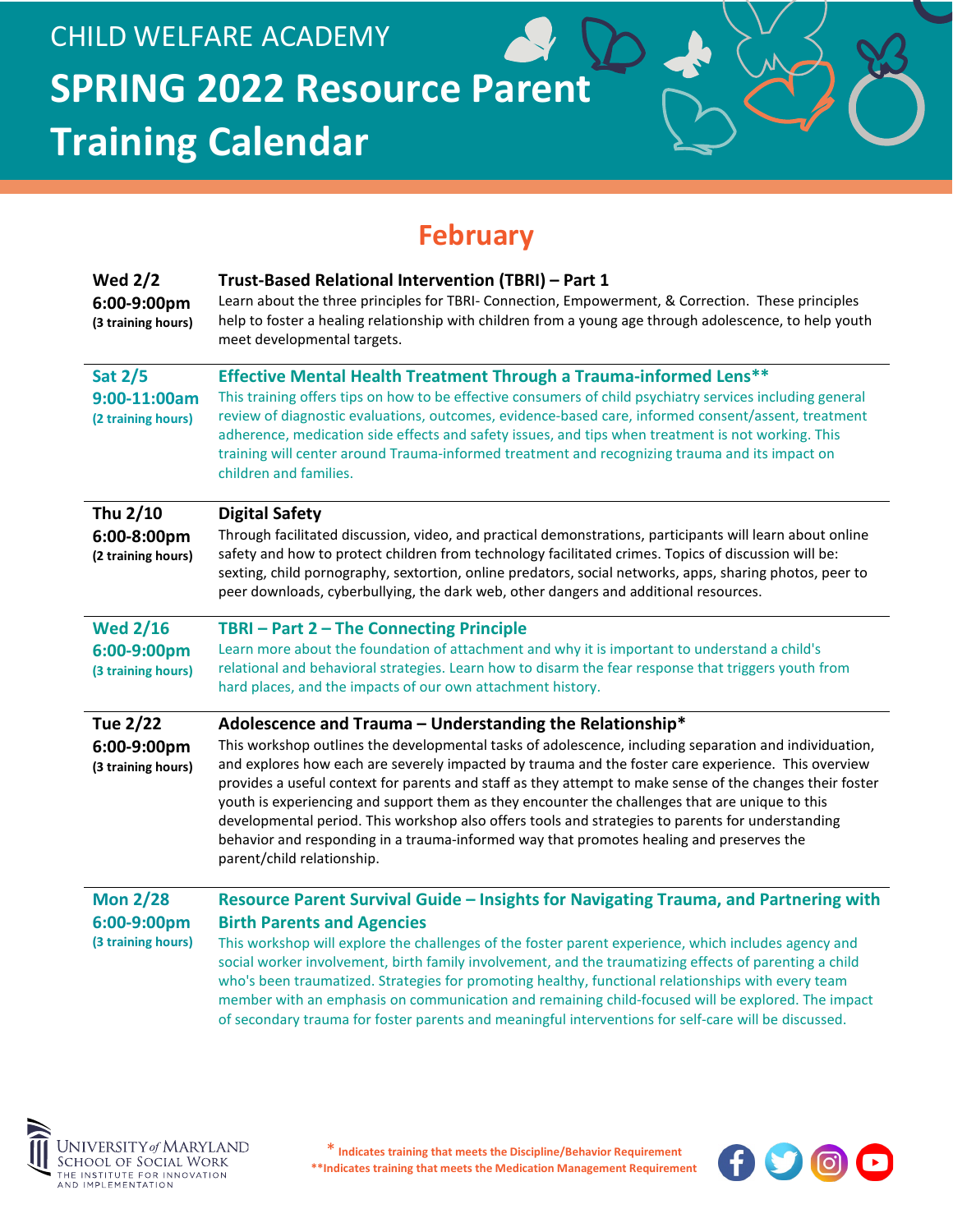CHILD WELFARE ACADEMY

# SPRING 2022 Resource Parent Training Calendar

## February

**Wed 2/2**
**6:00-9:00pm**
**(3 training hours)**

### Trust-Based Relational Intervention (TBRI) – Part 1

Learn about the three principles for TBRI- Connection, Empowerment, & Correction. These principles help to foster a healing relationship with children from a young age through adolescence, to help youth meet developmental targets.

---

**Sat 2/5**
**9:00-11:00am**
**(2 training hours)**

### Effective Mental Health Treatment Through a Trauma-informed Lens**

This training offers tips on how to be effective consumers of child psychiatry services including general review of diagnostic evaluations, outcomes, evidence-based care, informed consent/assent, treatment adherence, medication side effects and safety issues, and tips when treatment is not working. This training will center around Trauma-informed treatment and recognizing trauma and its impact on children and families.

---

**Thu 2/10**
**6:00-8:00pm**
**(2 training hours)**

### Digital Safety

Through facilitated discussion, video, and practical demonstrations, participants will learn about online safety and how to protect children from technology facilitated crimes. Topics of discussion will be: sexting, child pornography, sextortion, online predators, social networks, apps, sharing photos, peer to peer downloads, cyberbullying, the dark web, other dangers and additional resources.

---

**Wed 2/16**
**6:00-9:00pm**
**(3 training hours)**

### TBRI – Part 2 – The Connecting Principle

Learn more about the foundation of attachment and why it is important to understand a child's relational and behavioral strategies. Learn how to disarm the fear response that triggers youth from hard places, and the impacts of our own attachment history.

---

**Tue 2/22**
**6:00-9:00pm**
**(3 training hours)**

### Adolescence and Trauma – Understanding the Relationship*

This workshop outlines the developmental tasks of adolescence, including separation and individuation, and explores how each are severely impacted by trauma and the foster care experience. This overview provides a useful context for parents and staff as they attempt to make sense of the changes their foster youth is experiencing and support them as they encounter the challenges that are unique to this developmental period. This workshop also offers tools and strategies to parents for understanding behavior and responding in a trauma-informed way that promotes healing and preserves the parent/child relationship.

---

**Mon 2/28**
**6:00-9:00pm**
**(3 training hours)**

### Resource Parent Survival Guide – Insights for Navigating Trauma, and Partnering with Birth Parents and Agencies

This workshop will explore the challenges of the foster parent experience, which includes agency and social worker involvement, birth family involvement, and the traumatizing effects of parenting a child who's been traumatized. Strategies for promoting healthy, functional relationships with every team member with an emphasis on communication and remaining child-focused will be explored. The impact of secondary trauma for foster parents and meaningful interventions for self-care will be discussed.

---

University of Maryland School of Social Work – The Institute for Innovation and Implementation

\* Indicates training that meets the Discipline/Behavior Requirement
\*\*Indicates training that meets the Medication Management Requirement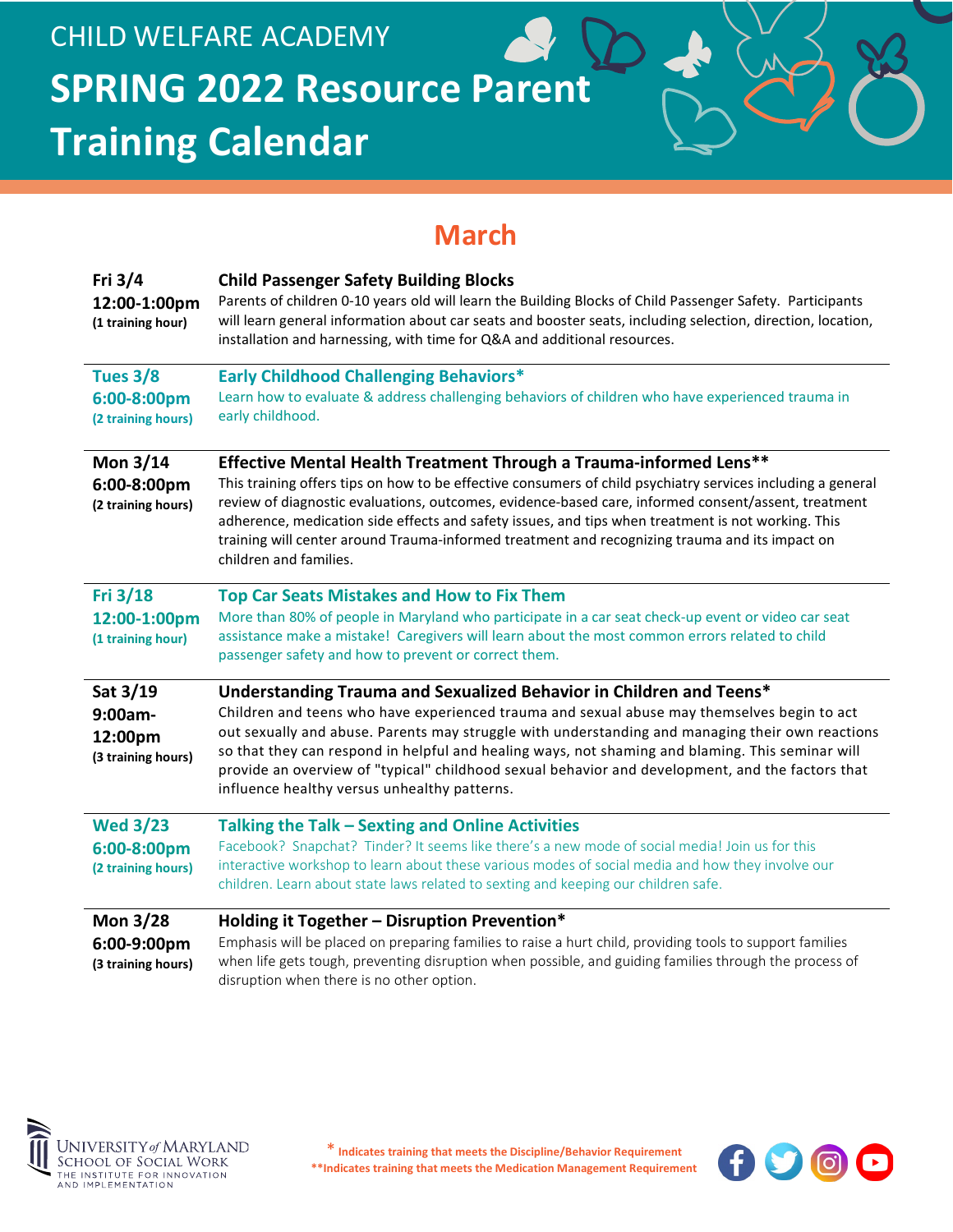CHILD WELFARE ACADEMY

# SPRING 2022 Resource Parent Training Calendar

## March

**Fri 3/4**
**12:00-1:00pm**
**(1 training hour)**

### Child Passenger Safety Building Blocks

Parents of children 0-10 years old will learn the Building Blocks of Child Passenger Safety. Participants will learn general information about car seats and booster seats, including selection, direction, location, installation and harnessing, with time for Q&A and additional resources.

---

**Tues 3/8**
**6:00-8:00pm**
**(2 training hours)**

### Early Childhood Challenging Behaviors*

Learn how to evaluate & address challenging behaviors of children who have experienced trauma in early childhood.

---

**Mon 3/14**
**6:00-8:00pm**
**(2 training hours)**

### Effective Mental Health Treatment Through a Trauma-informed Lens**

This training offers tips on how to be effective consumers of child psychiatry services including a general review of diagnostic evaluations, outcomes, evidence-based care, informed consent/assent, treatment adherence, medication side effects and safety issues, and tips when treatment is not working. This training will center around Trauma-informed treatment and recognizing trauma and its impact on children and families.

---

**Fri 3/18**
**12:00-1:00pm**
**(1 training hour)**

### Top Car Seats Mistakes and How to Fix Them

More than 80% of people in Maryland who participate in a car seat check-up event or video car seat assistance make a mistake! Caregivers will learn about the most common errors related to child passenger safety and how to prevent or correct them.

---

**Sat 3/19**
**9:00am-12:00pm**
**(3 training hours)**

### Understanding Trauma and Sexualized Behavior in Children and Teens*

Children and teens who have experienced trauma and sexual abuse may themselves begin to act out sexually and abuse. Parents may struggle with understanding and managing their own reactions so that they can respond in helpful and healing ways, not shaming and blaming. This seminar will provide an overview of "typical" childhood sexual behavior and development, and the factors that influence healthy versus unhealthy patterns.

---

**Wed 3/23**
**6:00-8:00pm**
**(2 training hours)**

### Talking the Talk – Sexting and Online Activities

Facebook? Snapchat? Tinder? It seems like there's a new mode of social media! Join us for this interactive workshop to learn about these various modes of social media and how they involve our children. Learn about state laws related to sexting and keeping our children safe.

---

**Mon 3/28**
**6:00-9:00pm**
**(3 training hours)**

### Holding it Together – Disruption Prevention*

Emphasis will be placed on preparing families to raise a hurt child, providing tools to support families when life gets tough, preventing disruption when possible, and guiding families through the process of disruption when there is no other option.

---

University of Maryland School of Social Work – The Institute for Innovation and Implementation

\* Indicates training that meets the Discipline/Behavior Requirement
\*\*Indicates training that meets the Medication Management Requirement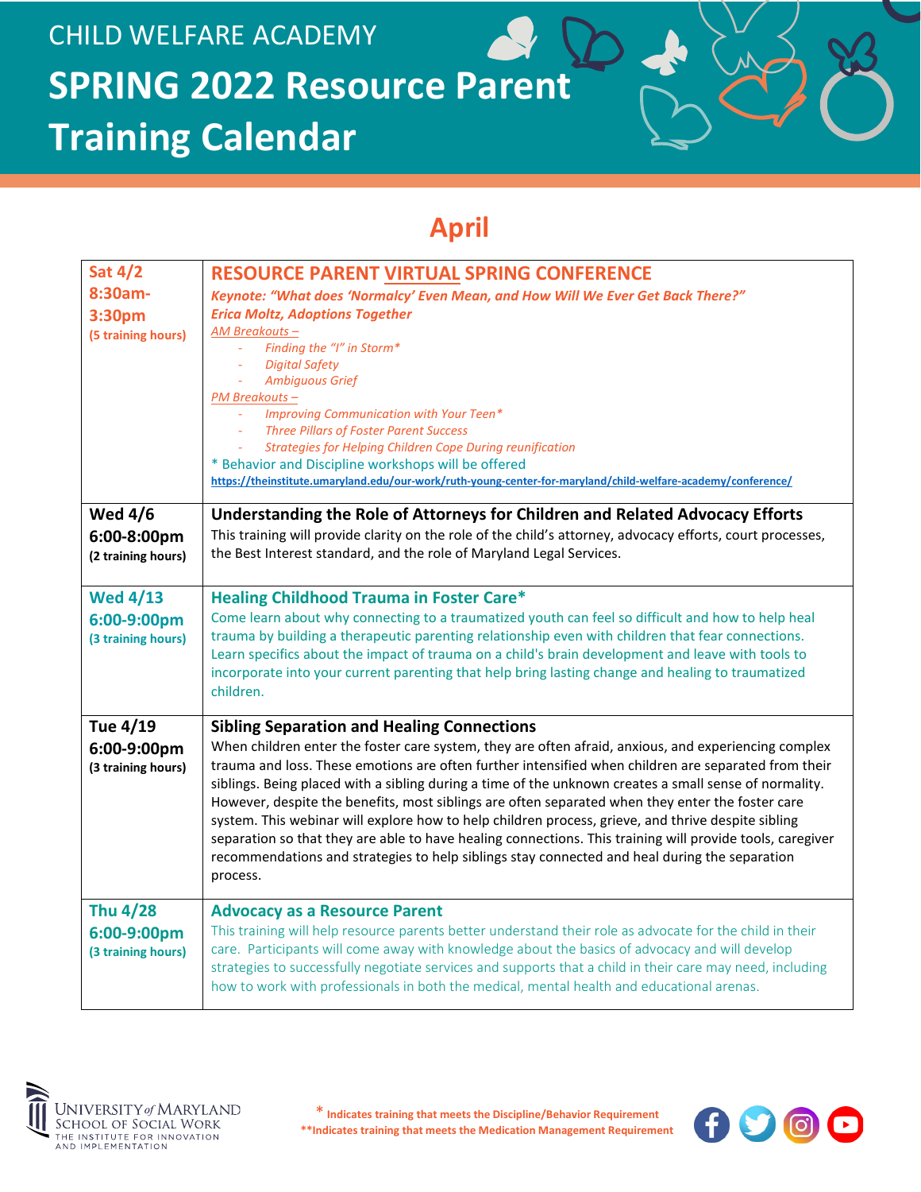CHILD WELFARE ACADEMY

# SPRING 2022 Resource Parent Training Calendar

## April

| Date/Time | Training |
|---|---|
| **Sat 4/2 8:30am-3:30pm** (5 training hours) | **RESOURCE PARENT VIRTUAL SPRING CONFERENCE**<br>***Keynote: "What does 'Normalcy' Even Mean, and How Will We Ever Get Back There?" Erica Moltz, Adoptions Together***<br>*AM Breakouts –*<br>- *Finding the "I" in Storm**<br>- *Digital Safety*<br>- *Ambiguous Grief*<br>*PM Breakouts –*<br>- *Improving Communication with Your Teen**<br>- *Three Pillars of Foster Parent Success*<br>- *Strategies for Helping Children Cope During reunification*<br>* Behavior and Discipline workshops will be offered<br>https://theinstitute.umaryland.edu/our-work/ruth-young-center-for-maryland/child-welfare-academy/conference/ |
| **Wed 4/6 6:00-8:00pm** (2 training hours) | **Understanding the Role of Attorneys for Children and Related Advocacy Efforts**<br>This training will provide clarity on the role of the child's attorney, advocacy efforts, court processes, the Best Interest standard, and the role of Maryland Legal Services. |
| **Wed 4/13 6:00-9:00pm** (3 training hours) | **Healing Childhood Trauma in Foster Care***<br>Come learn about why connecting to a traumatized youth can feel so difficult and how to help heal trauma by building a therapeutic parenting relationship even with children that fear connections. Learn specifics about the impact of trauma on a child's brain development and leave with tools to incorporate into your current parenting that help bring lasting change and healing to traumatized children. |
| **Tue 4/19 6:00-9:00pm** (3 training hours) | **Sibling Separation and Healing Connections**<br>When children enter the foster care system, they are often afraid, anxious, and experiencing complex trauma and loss. These emotions are often further intensified when children are separated from their siblings. Being placed with a sibling during a time of the unknown creates a small sense of normality. However, despite the benefits, most siblings are often separated when they enter the foster care system. This webinar will explore how to help children process, grieve, and thrive despite sibling separation so that they are able to have healing connections. This training will provide tools, caregiver recommendations and strategies to help siblings stay connected and heal during the separation process. |
| **Thu 4/28 6:00-9:00pm** (3 training hours) | **Advocacy as a Resource Parent**<br>This training will help resource parents better understand their role as advocate for the child in their care. Participants will come away with knowledge about the basics of advocacy and will develop strategies to successfully negotiate services and supports that a child in their care may need, including how to work with professionals in both the medical, mental health and educational arenas. |

UNIVERSITY *of* MARYLAND SCHOOL OF SOCIAL WORK
THE INSTITUTE FOR INNOVATION AND IMPLEMENTATION

\* Indicates training that meets the Discipline/Behavior Requirement
\*\*Indicates training that meets the Medication Management Requirement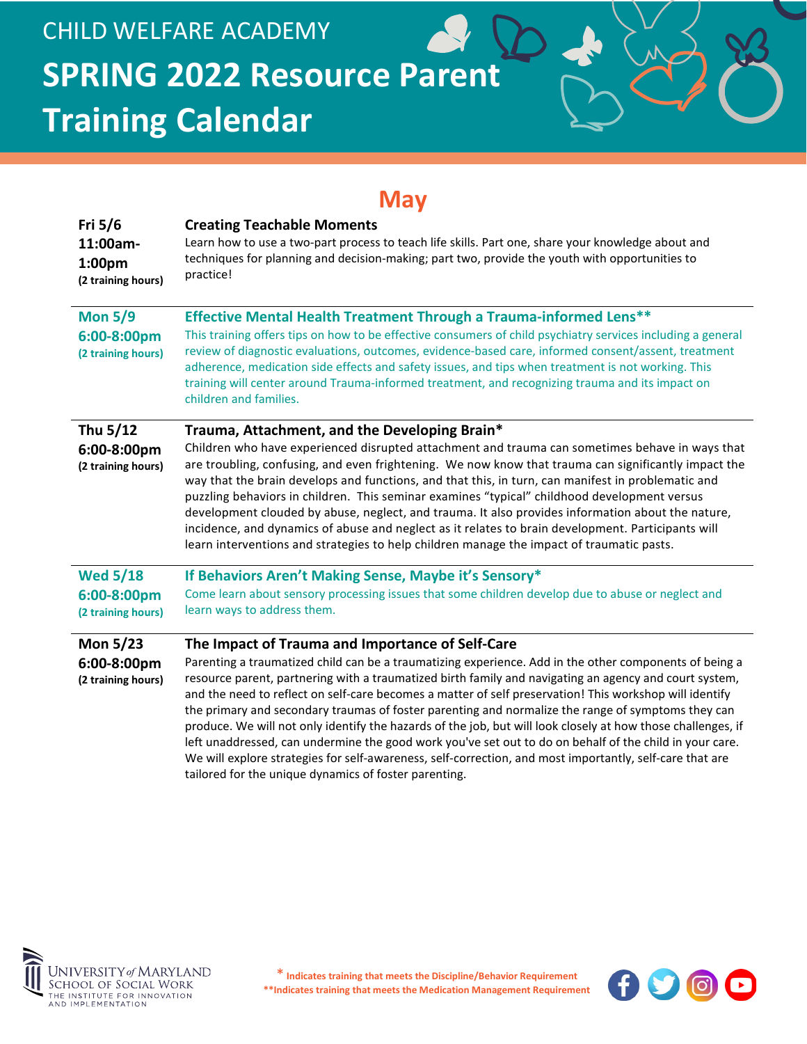CHILD WELFARE ACADEMY

# SPRING 2022 Resource Parent Training Calendar

## May

| Date/Time | Training |
|---|---|
| **Fri 5/6**<br>**11:00am-1:00pm**<br>**(2 training hours)** | **Creating Teachable Moments**<br>Learn how to use a two-part process to teach life skills. Part one, share your knowledge about and techniques for planning and decision-making; part two, provide the youth with opportunities to practice! |
| **Mon 5/9**<br>**6:00-8:00pm**<br>**(2 training hours)** | **Effective Mental Health Treatment Through a Trauma-informed Lens****<br>This training offers tips on how to be effective consumers of child psychiatry services including a general review of diagnostic evaluations, outcomes, evidence-based care, informed consent/assent, treatment adherence, medication side effects and safety issues, and tips when treatment is not working. This training will center around Trauma-informed treatment, and recognizing trauma and its impact on children and families. |
| **Thu 5/12**<br>**6:00-8:00pm**<br>**(2 training hours)** | **Trauma, Attachment, and the Developing Brain***<br>Children who have experienced disrupted attachment and trauma can sometimes behave in ways that are troubling, confusing, and even frightening. We now know that trauma can significantly impact the way that the brain develops and functions, and that this, in turn, can manifest in problematic and puzzling behaviors in children. This seminar examines "typical" childhood development versus development clouded by abuse, neglect, and trauma. It also provides information about the nature, incidence, and dynamics of abuse and neglect as it relates to brain development. Participants will learn interventions and strategies to help children manage the impact of traumatic pasts. |
| **Wed 5/18**<br>**6:00-8:00pm**<br>**(2 training hours)** | **If Behaviors Aren't Making Sense, Maybe it's Sensory***<br>Come learn about sensory processing issues that some children develop due to abuse or neglect and learn ways to address them. |
| **Mon 5/23**<br>**6:00-8:00pm**<br>**(2 training hours)** | **The Impact of Trauma and Importance of Self-Care**<br>Parenting a traumatized child can be a traumatizing experience. Add in the other components of being a resource parent, partnering with a traumatized birth family and navigating an agency and court system, and the need to reflect on self-care becomes a matter of self preservation! This workshop will identify the primary and secondary traumas of foster parenting and normalize the range of symptoms they can produce. We will not only identify the hazards of the job, but will look closely at how those challenges, if left unaddressed, can undermine the good work you've set out to do on behalf of the child in your care. We will explore strategies for self-awareness, self-correction, and most importantly, self-care that are tailored for the unique dynamics of foster parenting. |

University of Maryland School of Social Work — The Institute for Innovation and Implementation

\* Indicates training that meets the Discipline/Behavior Requirement

** Indicates training that meets the Medication Management Requirement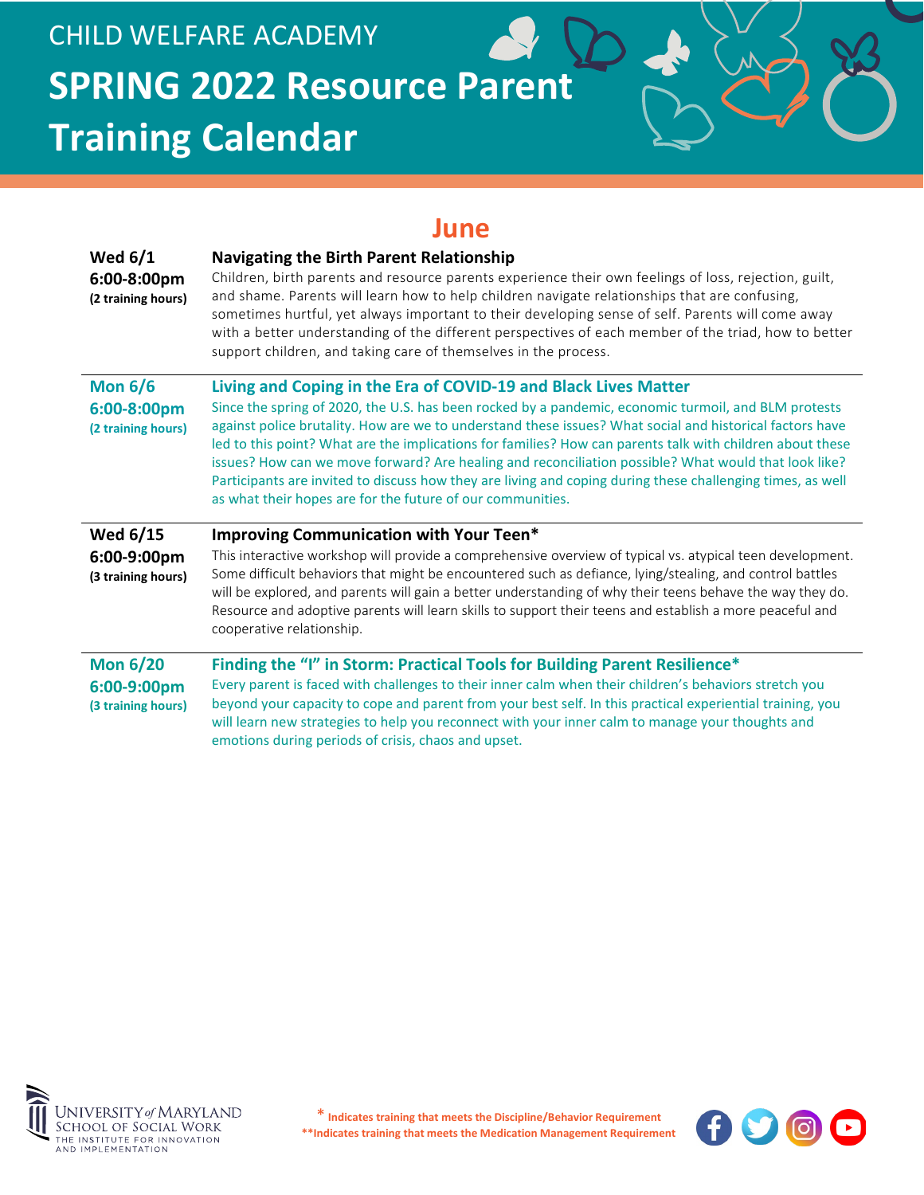CHILD WELFARE ACADEMY

# SPRING 2022 Resource Parent Training Calendar

## June

**Wed 6/1**
**6:00-8:00pm**
**(2 training hours)**

### Navigating the Birth Parent Relationship

Children, birth parents and resource parents experience their own feelings of loss, rejection, guilt, and shame. Parents will learn how to help children navigate relationships that are confusing, sometimes hurtful, yet always important to their developing sense of self. Parents will come away with a better understanding of the different perspectives of each member of the triad, how to better support children, and taking care of themselves in the process.

---

**Mon 6/6**
**6:00-8:00pm**
**(2 training hours)**

### Living and Coping in the Era of COVID-19 and Black Lives Matter

Since the spring of 2020, the U.S. has been rocked by a pandemic, economic turmoil, and BLM protests against police brutality. How are we to understand these issues? What social and historical factors have led to this point? What are the implications for families? How can parents talk with children about these issues? How can we move forward? Are healing and reconciliation possible? What would that look like? Participants are invited to discuss how they are living and coping during these challenging times, as well as what their hopes are for the future of our communities.

---

**Wed 6/15**
**6:00-9:00pm**
**(3 training hours)**

### Improving Communication with Your Teen*

This interactive workshop will provide a comprehensive overview of typical vs. atypical teen development. Some difficult behaviors that might be encountered such as defiance, lying/stealing, and control battles will be explored, and parents will gain a better understanding of why their teens behave the way they do. Resource and adoptive parents will learn skills to support their teens and establish a more peaceful and cooperative relationship.

---

**Mon 6/20**
**6:00-9:00pm**
**(3 training hours)**

### Finding the "I" in Storm: Practical Tools for Building Parent Resilience*

Every parent is faced with challenges to their inner calm when their children's behaviors stretch you beyond your capacity to cope and parent from your best self. In this practical experiential training, you will learn new strategies to help you reconnect with your inner calm to manage your thoughts and emotions during periods of crisis, chaos and upset.

---

University of Maryland School of Social Work — The Institute for Innovation and Implementation

\* Indicates training that meets the Discipline/Behavior Requirement
\*\*Indicates training that meets the Medication Management Requirement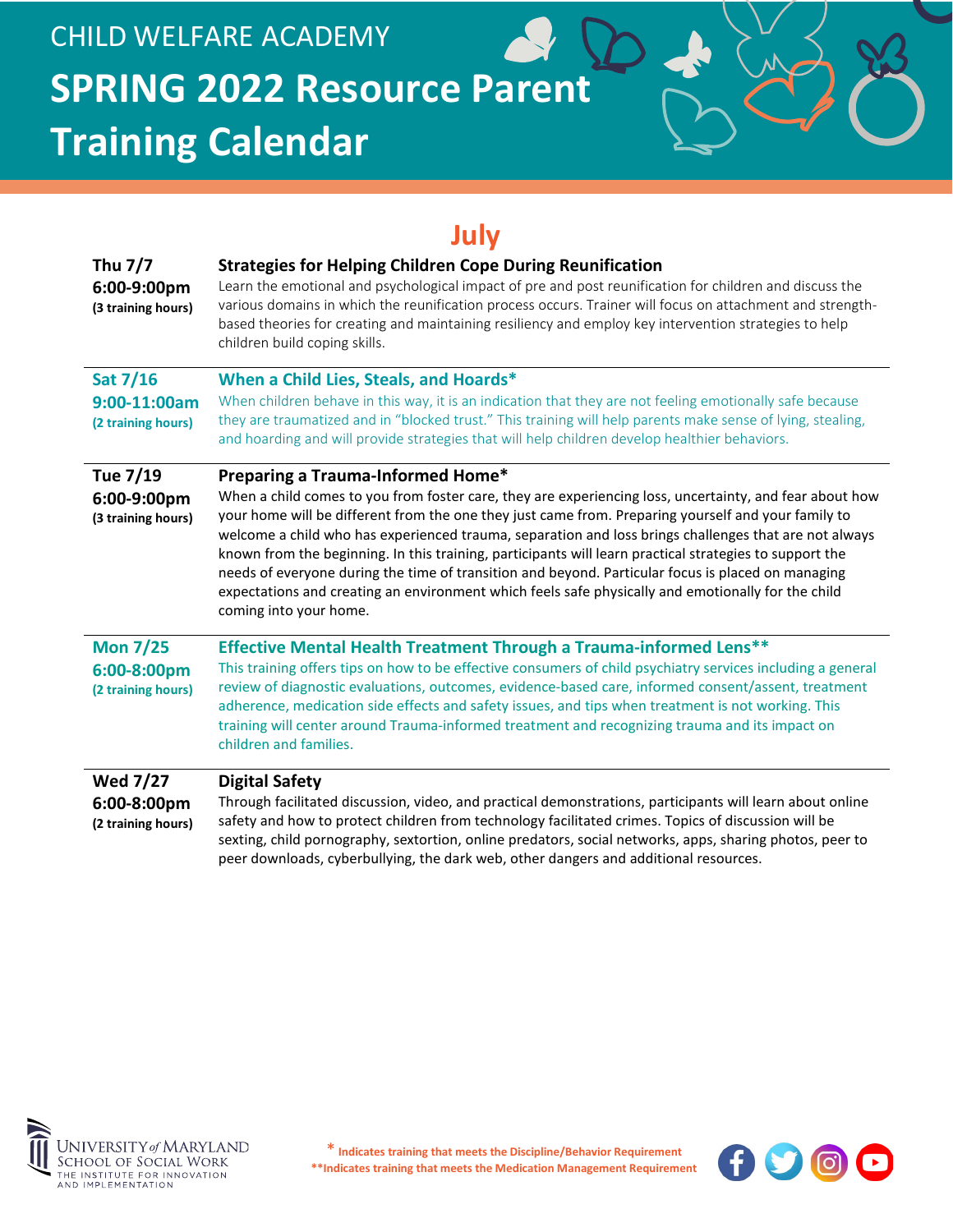CHILD WELFARE ACADEMY

# SPRING 2022 Resource Parent Training Calendar

## July

**Thu 7/7**
**6:00-9:00pm**
**(3 training hours)**

### Strategies for Helping Children Cope During Reunification

Learn the emotional and psychological impact of pre and post reunification for children and discuss the various domains in which the reunification process occurs. Trainer will focus on attachment and strength-based theories for creating and maintaining resiliency and employ key intervention strategies to help children build coping skills.

---

**Sat 7/16**
**9:00-11:00am**
**(2 training hours)**

### When a Child Lies, Steals, and Hoards*

When children behave in this way, it is an indication that they are not feeling emotionally safe because they are traumatized and in "blocked trust." This training will help parents make sense of lying, stealing, and hoarding and will provide strategies that will help children develop healthier behaviors.

---

**Tue 7/19**
**6:00-9:00pm**
**(3 training hours)**

### Preparing a Trauma-Informed Home*

When a child comes to you from foster care, they are experiencing loss, uncertainty, and fear about how your home will be different from the one they just came from. Preparing yourself and your family to welcome a child who has experienced trauma, separation and loss brings challenges that are not always known from the beginning. In this training, participants will learn practical strategies to support the needs of everyone during the time of transition and beyond. Particular focus is placed on managing expectations and creating an environment which feels safe physically and emotionally for the child coming into your home.

---

**Mon 7/25**
**6:00-8:00pm**
**(2 training hours)**

### Effective Mental Health Treatment Through a Trauma-informed Lens**

This training offers tips on how to be effective consumers of child psychiatry services including a general review of diagnostic evaluations, outcomes, evidence-based care, informed consent/assent, treatment adherence, medication side effects and safety issues, and tips when treatment is not working. This training will center around Trauma-informed treatment and recognizing trauma and its impact on children and families.

---

**Wed 7/27**
**6:00-8:00pm**
**(2 training hours)**

### Digital Safety

Through facilitated discussion, video, and practical demonstrations, participants will learn about online safety and how to protect children from technology facilitated crimes. Topics of discussion will be sexting, child pornography, sextortion, online predators, social networks, apps, sharing photos, peer to peer downloads, cyberbullying, the dark web, other dangers and additional resources.

---

University of Maryland School of Social Work
The Institute for Innovation and Implementation

\* Indicates training that meets the Discipline/Behavior Requirement
\*\*Indicates training that meets the Medication Management Requirement